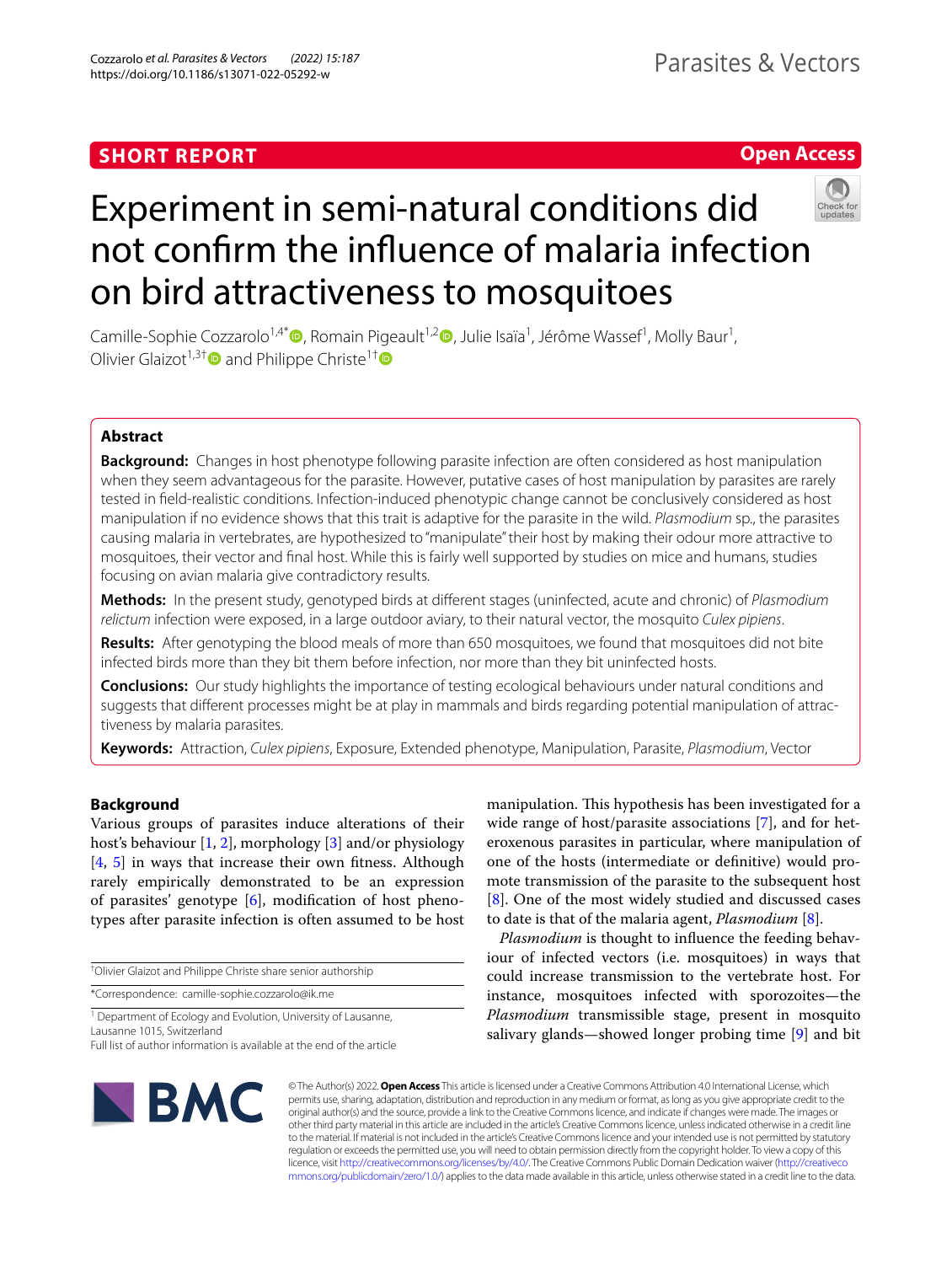SHORT REPORT

Open Access

# Experiment in semi-natural conditions did not confirm the influence of malaria infection on bird attractiveness to mosquitoes

Camille-Sophie Cozzarolo[1,4*], Romain Pigeault[1,2], Julie Isaïa[1], Jérôme Wassef[1], Molly Baur[1], Olivier Glaizot[1,3†] and Philippe Christe[1†]

## Abstract

**Background:** Changes in host phenotype following parasite infection are often considered as host manipulation when they seem advantageous for the parasite. However, putative cases of host manipulation by parasites are rarely tested in field-realistic conditions. Infection-induced phenotypic change cannot be conclusively considered as host manipulation if no evidence shows that this trait is adaptive for the parasite in the wild. *Plasmodium* sp., the parasites causing malaria in vertebrates, are hypothesized to "manipulate" their host by making their odour more attractive to mosquitoes, their vector and final host. While this is fairly well supported by studies on mice and humans, studies focusing on avian malaria give contradictory results.

**Methods:** In the present study, genotyped birds at different stages (uninfected, acute and chronic) of *Plasmodium relictum* infection were exposed, in a large outdoor aviary, to their natural vector, the mosquito *Culex pipiens*.

**Results:** After genotyping the blood meals of more than 650 mosquitoes, we found that mosquitoes did not bite infected birds more than they bit them before infection, nor more than they bit uninfected hosts.

**Conclusions:** Our study highlights the importance of testing ecological behaviours under natural conditions and suggests that different processes might be at play in mammals and birds regarding potential manipulation of attractiveness by malaria parasites.

**Keywords:** Attraction, *Culex pipiens*, Exposure, Extended phenotype, Manipulation, Parasite, *Plasmodium*, Vector

## Background

Various groups of parasites induce alterations of their host's behaviour [1, 2], morphology [3] and/or physiology [4, 5] in ways that increase their own fitness. Although rarely empirically demonstrated to be an expression of parasites' genotype [6], modification of host phenotypes after parasite infection is often assumed to be host manipulation. This hypothesis has been investigated for a wide range of host/parasite associations [7], and for heteroxenous parasites in particular, where manipulation of one of the hosts (intermediate or definitive) would promote transmission of the parasite to the subsequent host [8]. One of the most widely studied and discussed cases to date is that of the malaria agent, *Plasmodium* [8].

*Plasmodium* is thought to influence the feeding behaviour of infected vectors (i.e. mosquitoes) in ways that could increase transmission to the vertebrate host. For instance, mosquitoes infected with sporozoites—the *Plasmodium* transmissible stage, present in mosquito salivary glands—showed longer probing time [9] and bit

†Olivier Glaizot and Philippe Christe share senior authorship

*Correspondence: camille-sophie.cozzarolo@ik.me

[1] Department of Ecology and Evolution, University of Lausanne, Lausanne 1015, Switzerland

Full list of author information is available at the end of the article

© The Author(s) 2022. **Open Access** This article is licensed under a Creative Commons Attribution 4.0 International License, which permits use, sharing, adaptation, distribution and reproduction in any medium or format, as long as you give appropriate credit to the original author(s) and the source, provide a link to the Creative Commons licence, and indicate if changes were made. The images or other third party material in this article are included in the article's Creative Commons licence, unless indicated otherwise in a credit line to the material. If material is not included in the article's Creative Commons licence and your intended use is not permitted by statutory regulation or exceeds the permitted use, you will need to obtain permission directly from the copyright holder. To view a copy of this licence, visit http://creativecommons.org/licenses/by/4.0/. The Creative Commons Public Domain Dedication waiver (http://creativecommons.org/publicdomain/zero/1.0/) applies to the data made available in this article, unless otherwise stated in a credit line to the data.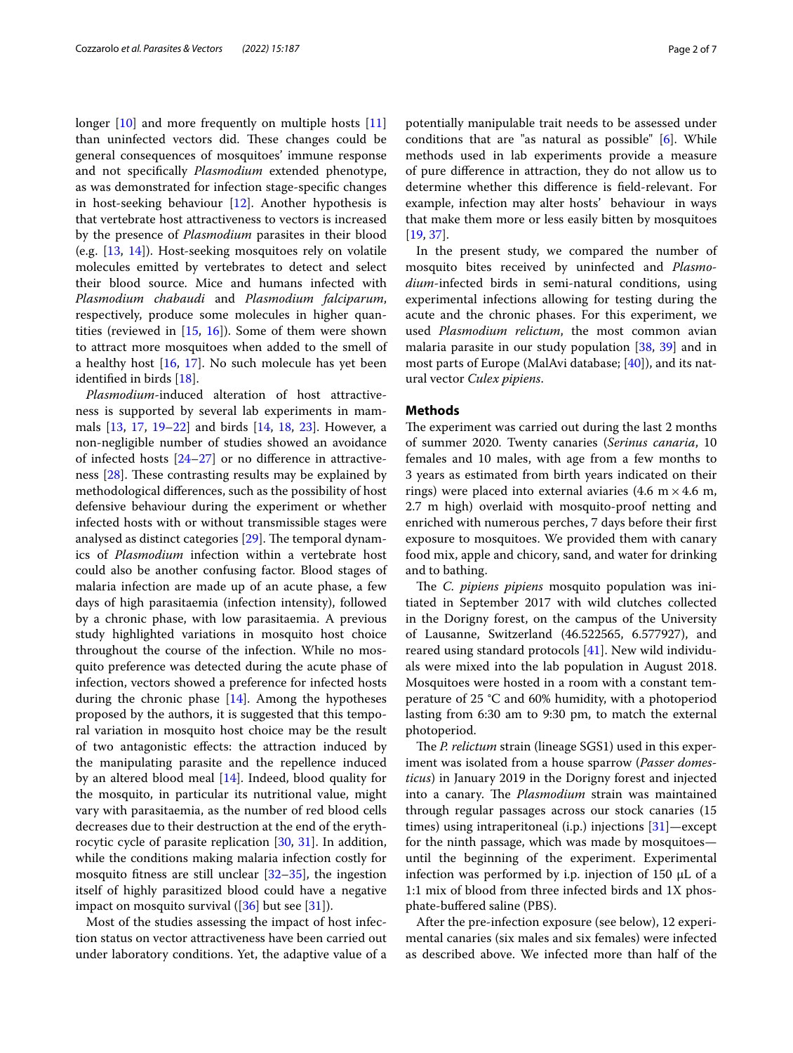longer [10] and more frequently on multiple hosts [11] than uninfected vectors did. These changes could be general consequences of mosquitoes' immune response and not specifically *Plasmodium* extended phenotype, as was demonstrated for infection stage-specific changes in host-seeking behaviour [12]. Another hypothesis is that vertebrate host attractiveness to vectors is increased by the presence of *Plasmodium* parasites in their blood (e.g. [13, 14]). Host-seeking mosquitoes rely on volatile molecules emitted by vertebrates to detect and select their blood source. Mice and humans infected with *Plasmodium chabaudi* and *Plasmodium falciparum*, respectively, produce some molecules in higher quantities (reviewed in [15, 16]). Some of them were shown to attract more mosquitoes when added to the smell of a healthy host [16, 17]. No such molecule has yet been identified in birds [18].

*Plasmodium*-induced alteration of host attractiveness is supported by several lab experiments in mammals [13, 17, 19–22] and birds [14, 18, 23]. However, a non-negligible number of studies showed an avoidance of infected hosts [24–27] or no difference in attractiveness [28]. These contrasting results may be explained by methodological differences, such as the possibility of host defensive behaviour during the experiment or whether infected hosts with or without transmissible stages were analysed as distinct categories [29]. The temporal dynamics of *Plasmodium* infection within a vertebrate host could also be another confusing factor. Blood stages of malaria infection are made up of an acute phase, a few days of high parasitaemia (infection intensity), followed by a chronic phase, with low parasitaemia. A previous study highlighted variations in mosquito host choice throughout the course of the infection. While no mosquito preference was detected during the acute phase of infection, vectors showed a preference for infected hosts during the chronic phase [14]. Among the hypotheses proposed by the authors, it is suggested that this temporal variation in mosquito host choice may be the result of two antagonistic effects: the attraction induced by the manipulating parasite and the repellence induced by an altered blood meal [14]. Indeed, blood quality for the mosquito, in particular its nutritional value, might vary with parasitaemia, as the number of red blood cells decreases due to their destruction at the end of the erythrocytic cycle of parasite replication [30, 31]. In addition, while the conditions making malaria infection costly for mosquito fitness are still unclear [32–35], the ingestion itself of highly parasitized blood could have a negative impact on mosquito survival ([36] but see [31]).

Most of the studies assessing the impact of host infection status on vector attractiveness have been carried out under laboratory conditions. Yet, the adaptive value of a potentially manipulable trait needs to be assessed under conditions that are "as natural as possible" [6]. While methods used in lab experiments provide a measure of pure difference in attraction, they do not allow us to determine whether this difference is field-relevant. For example, infection may alter hosts' behaviour in ways that make them more or less easily bitten by mosquitoes [19, 37].

In the present study, we compared the number of mosquito bites received by uninfected and *Plasmodium*-infected birds in semi-natural conditions, using experimental infections allowing for testing during the acute and the chronic phases. For this experiment, we used *Plasmodium relictum*, the most common avian malaria parasite in our study population [38, 39] and in most parts of Europe (MalAvi database; [40]), and its natural vector *Culex pipiens*.

## Methods

The experiment was carried out during the last 2 months of summer 2020. Twenty canaries (*Serinus canaria*, 10 females and 10 males, with age from a few months to 3 years as estimated from birth years indicated on their rings) were placed into external aviaries (4.6 m × 4.6 m, 2.7 m high) overlaid with mosquito-proof netting and enriched with numerous perches, 7 days before their first exposure to mosquitoes. We provided them with canary food mix, apple and chicory, sand, and water for drinking and to bathing.

The *C. pipiens pipiens* mosquito population was initiated in September 2017 with wild clutches collected in the Dorigny forest, on the campus of the University of Lausanne, Switzerland (46.522565, 6.577927), and reared using standard protocols [41]. New wild individuals were mixed into the lab population in August 2018. Mosquitoes were hosted in a room with a constant temperature of 25 °C and 60% humidity, with a photoperiod lasting from 6:30 am to 9:30 pm, to match the external photoperiod.

The *P. relictum* strain (lineage SGS1) used in this experiment was isolated from a house sparrow (*Passer domesticus*) in January 2019 in the Dorigny forest and injected into a canary. The *Plasmodium* strain was maintained through regular passages across our stock canaries (15 times) using intraperitoneal (i.p.) injections [31]—except for the ninth passage, which was made by mosquitoes—until the beginning of the experiment. Experimental infection was performed by i.p. injection of 150 µL of a 1:1 mix of blood from three infected birds and 1X phosphate-buffered saline (PBS).

After the pre-infection exposure (see below), 12 experimental canaries (six males and six females) were infected as described above. We infected more than half of the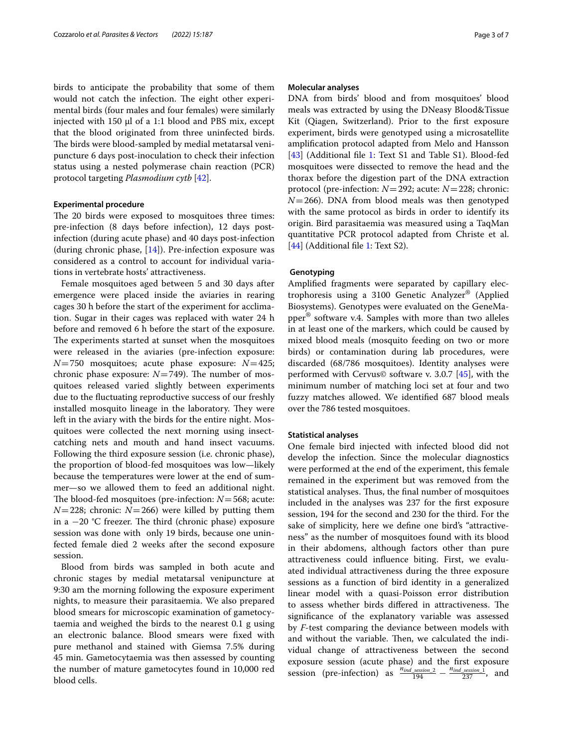birds to anticipate the probability that some of them would not catch the infection. The eight other experimental birds (four males and four females) were similarly injected with 150 µl of a 1:1 blood and PBS mix, except that the blood originated from three uninfected birds. The birds were blood-sampled by medial metatarsal venipuncture 6 days post-inoculation to check their infection status using a nested polymerase chain reaction (PCR) protocol targeting *Plasmodium cytb* [42].

#### Experimental procedure

The 20 birds were exposed to mosquitoes three times: pre-infection (8 days before infection), 12 days post-infection (during acute phase) and 40 days post-infection (during chronic phase, [14]). Pre-infection exposure was considered as a control to account for individual variations in vertebrate hosts' attractiveness.

Female mosquitoes aged between 5 and 30 days after emergence were placed inside the aviaries in rearing cages 30 h before the start of the experiment for acclimation. Sugar in their cages was replaced with water 24 h before and removed 6 h before the start of the exposure. The experiments started at sunset when the mosquitoes were released in the aviaries (pre-infection exposure: $N=750$ mosquitoes; acute phase exposure: $N=425$; chronic phase exposure: $N=749$). The number of mosquitoes released varied slightly between experiments due to the fluctuating reproductive success of our freshly installed mosquito lineage in the laboratory. They were left in the aviary with the birds for the entire night. Mosquitoes were collected the next morning using insect-catching nets and mouth and hand insect vacuums. Following the third exposure session (i.e. chronic phase), the proportion of blood-fed mosquitoes was low—likely because the temperatures were lower at the end of summer—so we allowed them to feed an additional night. The blood-fed mosquitoes (pre-infection: $N=568$; acute: $N=228$; chronic: $N=266$) were killed by putting them in a −20 °C freezer. The third (chronic phase) exposure session was done with only 19 birds, because one uninfected female died 2 weeks after the second exposure session.

Blood from birds was sampled in both acute and chronic stages by medial metatarsal venipuncture at 9:30 am the morning following the exposure experiment nights, to measure their parasitaemia. We also prepared blood smears for microscopic examination of gametocytaemia and weighed the birds to the nearest 0.1 g using an electronic balance. Blood smears were fixed with pure methanol and stained with Giemsa 7.5% during 45 min. Gametocytaemia was then assessed by counting the number of mature gametocytes found in 10,000 red blood cells.

#### Molecular analyses

DNA from birds' blood and from mosquitoes' blood meals was extracted by using the DNeasy Blood&Tissue Kit (Qiagen, Switzerland). Prior to the first exposure experiment, birds were genotyped using a microsatellite amplification protocol adapted from Melo and Hansson [43] (Additional file 1: Text S1 and Table S1). Blood-fed mosquitoes were dissected to remove the head and the thorax before the digestion part of the DNA extraction protocol (pre-infection: $N=292$; acute: $N=228$; chronic: $N=266$). DNA from blood meals was then genotyped with the same protocol as birds in order to identify its origin. Bird parasitaemia was measured using a TaqMan quantitative PCR protocol adapted from Christe et al. [44] (Additional file 1: Text S2).

#### Genotyping

Amplified fragments were separated by capillary electrophoresis using a 3100 Genetic Analyzer® (Applied Biosystems). Genotypes were evaluated on the GeneMapper® software v.4. Samples with more than two alleles in at least one of the markers, which could be caused by mixed blood meals (mosquito feeding on two or more birds) or contamination during lab procedures, were discarded (68/786 mosquitoes). Identity analyses were performed with Cervus© software v. 3.0.7 [45], with the minimum number of matching loci set at four and two fuzzy matches allowed. We identified 687 blood meals over the 786 tested mosquitoes.

#### Statistical analyses

One female bird injected with infected blood did not develop the infection. Since the molecular diagnostics were performed at the end of the experiment, this female remained in the experiment but was removed from the statistical analyses. Thus, the final number of mosquitoes included in the analyses was 237 for the first exposure session, 194 for the second and 230 for the third. For the sake of simplicity, here we define one bird's "attractiveness" as the number of mosquitoes found with its blood in their abdomens, although factors other than pure attractiveness could influence biting. First, we evaluated individual attractiveness during the three exposure sessions as a function of bird identity in a generalized linear model with a quasi-Poisson error distribution to assess whether birds differed in attractiveness. The significance of the explanatory variable was assessed by *F*-test comparing the deviance between models with and without the variable. Then, we calculated the individual change of attractiveness between the second exposure session (acute phase) and the first exposure session (pre-infection) as $\frac{n_{ind\_session\_2}}{194} - \frac{n_{ind\_session\_1}}{237}$, and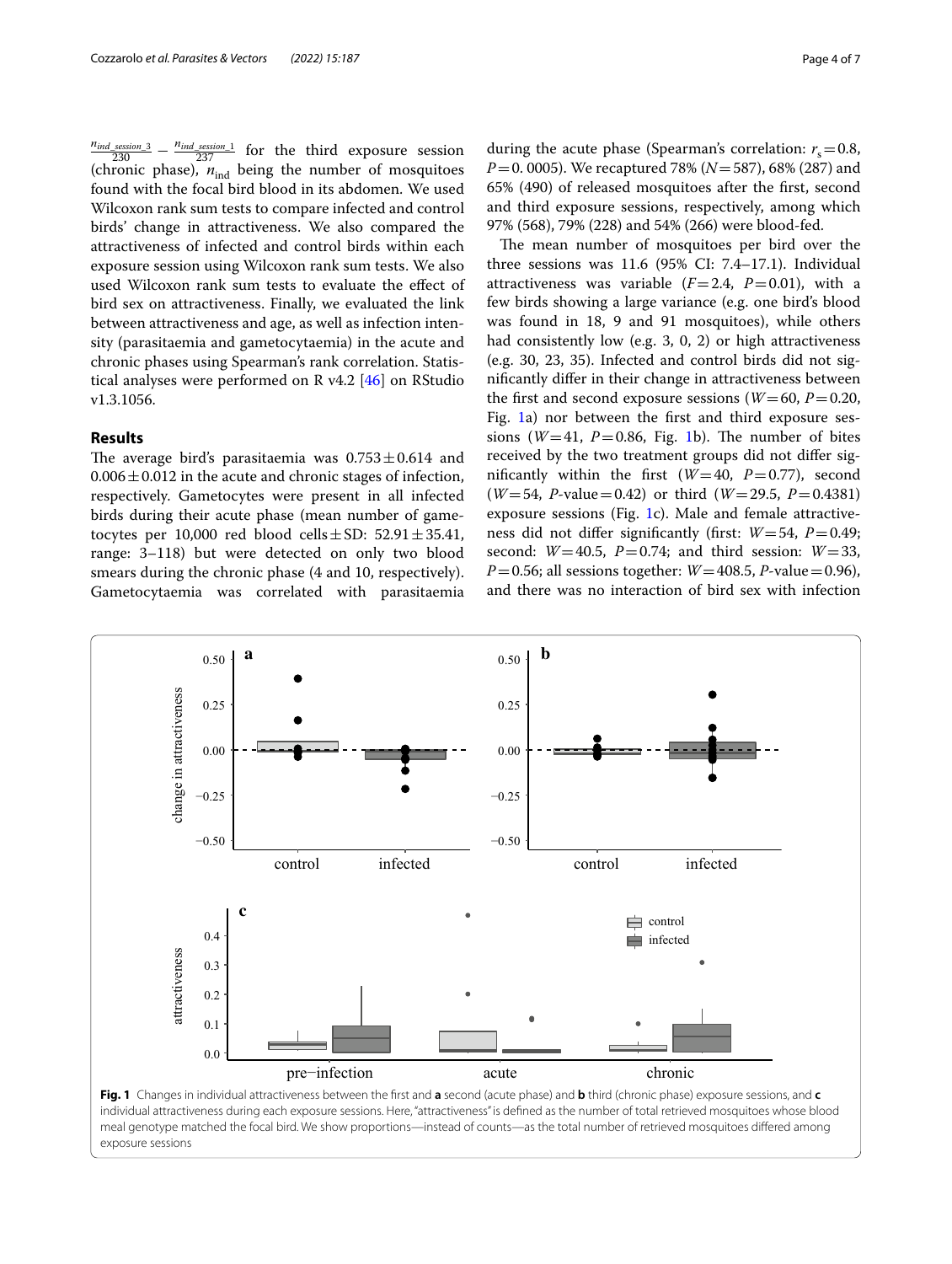$\frac{n_{ind\_session\_3}}{230} - \frac{n_{ind\_session\_1}}{237}$ for the third exposure session (chronic phase), $n_{\text{ind}}$ being the number of mosquitoes found with the focal bird blood in its abdomen. We used Wilcoxon rank sum tests to compare infected and control birds' change in attractiveness. We also compared the attractiveness of infected and control birds within each exposure session using Wilcoxon rank sum tests. We also used Wilcoxon rank sum tests to evaluate the effect of bird sex on attractiveness. Finally, we evaluated the link between attractiveness and age, as well as infection intensity (parasitaemia and gametocytaemia) in the acute and chronic phases using Spearman's rank correlation. Statistical analyses were performed on R v4.2 [46] on RStudio v1.3.1056.

## Results

The average bird's parasitaemia was $0.753 \pm 0.614$ and $0.006 \pm 0.012$ in the acute and chronic stages of infection, respectively. Gametocytes were present in all infected birds during their acute phase (mean number of gametocytes per 10,000 red blood cells ± SD: $52.91 \pm 35.41$, range: 3–118) but were detected on only two blood smears during the chronic phase (4 and 10, respectively). Gametocytaemia was correlated with parasitaemia during the acute phase (Spearman's correlation: $r_s = 0.8$, $P = 0.0005$). We recaptured 78% ($N = 587$), 68% (287) and 65% (490) of released mosquitoes after the first, second and third exposure sessions, respectively, among which 97% (568), 79% (228) and 54% (266) were blood-fed.

The mean number of mosquitoes per bird over the three sessions was 11.6 (95% CI: 7.4–17.1). Individual attractiveness was variable ($F = 2.4$, $P = 0.01$), with a few birds showing a large variance (e.g. one bird's blood was found in 18, 9 and 91 mosquitoes), while others had consistently low (e.g. 3, 0, 2) or high attractiveness (e.g. 30, 23, 35). Infected and control birds did not significantly differ in their change in attractiveness between the first and second exposure sessions ($W = 60$, $P = 0.20$, Fig. 1a) nor between the first and third exposure sessions ($W = 41$, $P = 0.86$, Fig. 1b). The number of bites received by the two treatment groups did not differ significantly within the first ($W = 40$, $P = 0.77$), second ($W = 54$, $P$-value $= 0.42$) or third ($W = 29.5$, $P = 0.4381$) exposure sessions (Fig. 1c). Male and female attractiveness did not differ significantly (first: $W = 54$, $P = 0.49$; second: $W = 40.5$, $P = 0.74$; and third session: $W = 33$, $P = 0.56$; all sessions together: $W = 408.5$, $P$-value $= 0.96$), and there was no interaction of bird sex with infection

**Fig. 1** Changes in individual attractiveness between the first and **a** second (acute phase) and **b** third (chronic phase) exposure sessions, and **c** individual attractiveness during each exposure sessions. Here, "attractiveness" is defined as the number of total retrieved mosquitoes whose blood meal genotype matched the focal bird. We show proportions—instead of counts—as the total number of retrieved mosquitoes differed among exposure sessions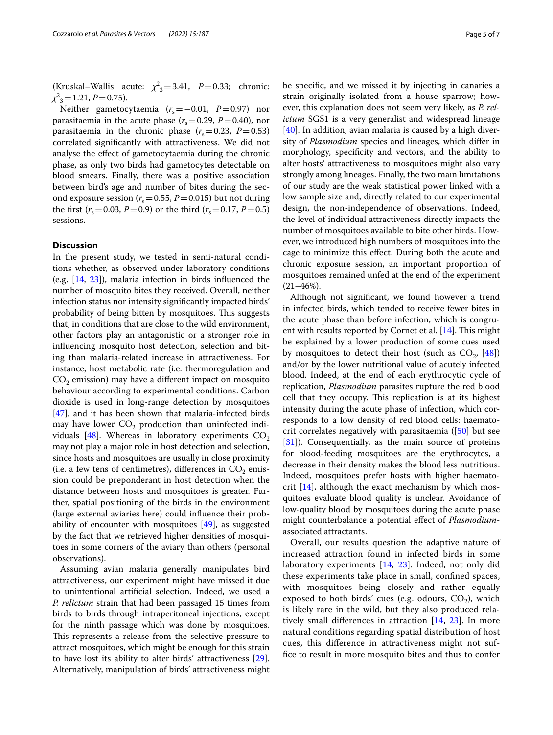(Kruskal–Wallis acute: $\chi^2_3 = 3.41$, $P = 0.33$; chronic: $\chi^2_3 = 1.21$, $P = 0.75$).

Neither gametocytaemia ($r_s = -0.01$, $P = 0.97$) nor parasitaemia in the acute phase ($r_s = 0.29$, $P = 0.40$), nor parasitaemia in the chronic phase ($r_s = 0.23$, $P = 0.53$) correlated significantly with attractiveness. We did not analyse the effect of gametocytaemia during the chronic phase, as only two birds had gametocytes detectable on blood smears. Finally, there was a positive association between bird's age and number of bites during the second exposure session ($r_s = 0.55$, $P = 0.015$) but not during the first ($r_s = 0.03$, $P = 0.9$) or the third ($r_s = 0.17$, $P = 0.5$) sessions.

## Discussion

In the present study, we tested in semi-natural conditions whether, as observed under laboratory conditions (e.g. [14, 23]), malaria infection in birds influenced the number of mosquito bites they received. Overall, neither infection status nor intensity significantly impacted birds' probability of being bitten by mosquitoes. This suggests that, in conditions that are close to the wild environment, other factors play an antagonistic or a stronger role in influencing mosquito host detection, selection and biting than malaria-related increase in attractiveness. For instance, host metabolic rate (i.e. thermoregulation and $CO_2$ emission) may have a different impact on mosquito behaviour according to experimental conditions. Carbon dioxide is used in long-range detection by mosquitoes [47], and it has been shown that malaria-infected birds may have lower $CO_2$ production than uninfected individuals [48]. Whereas in laboratory experiments $CO_2$ may not play a major role in host detection and selection, since hosts and mosquitoes are usually in close proximity (i.e. a few tens of centimetres), differences in $CO_2$ emission could be preponderant in host detection when the distance between hosts and mosquitoes is greater. Further, spatial positioning of the birds in the environment (large external aviaries here) could influence their probability of encounter with mosquitoes [49], as suggested by the fact that we retrieved higher densities of mosquitoes in some corners of the aviary than others (personal observations).

Assuming avian malaria generally manipulates bird attractiveness, our experiment might have missed it due to unintentional artificial selection. Indeed, we used a *P. relictum* strain that had been passaged 15 times from birds to birds through intraperitoneal injections, except for the ninth passage which was done by mosquitoes. This represents a release from the selective pressure to attract mosquitoes, which might be enough for this strain to have lost its ability to alter birds' attractiveness [29]. Alternatively, manipulation of birds' attractiveness might be specific, and we missed it by injecting in canaries a strain originally isolated from a house sparrow; however, this explanation does not seem very likely, as *P. relictum* SGS1 is a very generalist and widespread lineage [40]. In addition, avian malaria is caused by a high diversity of *Plasmodium* species and lineages, which differ in morphology, specificity and vectors, and the ability to alter hosts' attractiveness to mosquitoes might also vary strongly among lineages. Finally, the two main limitations of our study are the weak statistical power linked with a low sample size and, directly related to our experimental design, the non-independence of observations. Indeed, the level of individual attractiveness directly impacts the number of mosquitoes available to bite other birds. However, we introduced high numbers of mosquitoes into the cage to minimize this effect. During both the acute and chronic exposure session, an important proportion of mosquitoes remained unfed at the end of the experiment (21–46%).

Although not significant, we found however a trend in infected birds, which tended to receive fewer bites in the acute phase than before infection, which is congruent with results reported by Cornet et al. [14]. This might be explained by a lower production of some cues used by mosquitoes to detect their host (such as $CO_2$, [48]) and/or by the lower nutritional value of acutely infected blood. Indeed, at the end of each erythrocytic cycle of replication, *Plasmodium* parasites rupture the red blood cell that they occupy. This replication is at its highest intensity during the acute phase of infection, which corresponds to a low density of red blood cells: haematocrit correlates negatively with parasitaemia ([50] but see [31]). Consequentially, as the main source of proteins for blood-feeding mosquitoes are the erythrocytes, a decrease in their density makes the blood less nutritious. Indeed, mosquitoes prefer hosts with higher haematocrit [14], although the exact mechanism by which mosquitoes evaluate blood quality is unclear. Avoidance of low-quality blood by mosquitoes during the acute phase might counterbalance a potential effect of *Plasmodium*-associated attractants.

Overall, our results question the adaptive nature of increased attraction found in infected birds in some laboratory experiments [14, 23]. Indeed, not only did these experiments take place in small, confined spaces, with mosquitoes being closely and rather equally exposed to both birds' cues (e.g. odours, $CO_2$), which is likely rare in the wild, but they also produced relatively small differences in attraction [14, 23]. In more natural conditions regarding spatial distribution of host cues, this difference in attractiveness might not suffice to result in more mosquito bites and thus to confer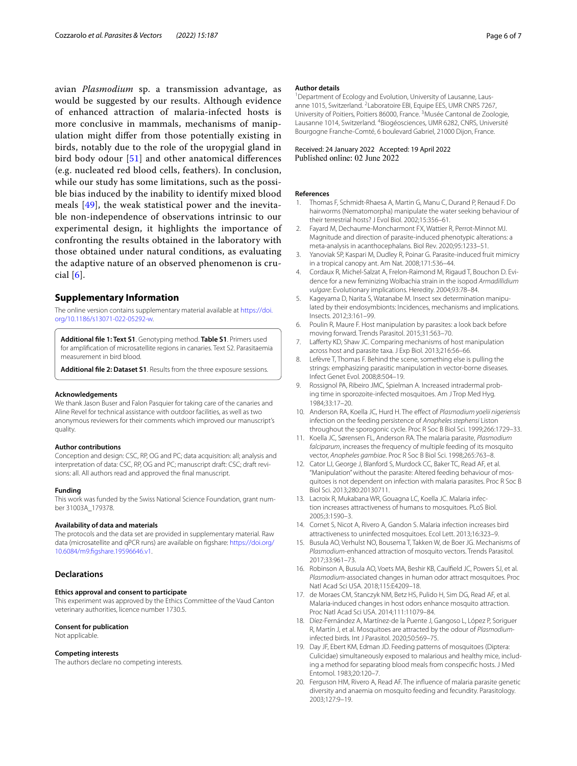avian *Plasmodium* sp. a transmission advantage, as would be suggested by our results. Although evidence of enhanced attraction of malaria-infected hosts is more conclusive in mammals, mechanisms of manipulation might differ from those potentially existing in birds, notably due to the role of the uropygial gland in bird body odour [51] and other anatomical differences (e.g. nucleated red blood cells, feathers). In conclusion, while our study has some limitations, such as the possible bias induced by the inability to identify mixed blood meals [49], the weak statistical power and the inevitable non-independence of observations intrinsic to our experimental design, it highlights the importance of confronting the results obtained in the laboratory with those obtained under natural conditions, as evaluating the adaptive nature of an observed phenomenon is crucial [6].

## Supplementary Information

The online version contains supplementary material available at https://doi.org/10.1186/s13071-022-05292-w.

**Additional file 1: Text S1**. Genotyping method. **Table S1**. Primers used for amplification of microsatellite regions in canaries. Text S2. Parasitaemia measurement in bird blood.

**Additional file 2: Dataset S1**. Results from the three exposure sessions.

#### Acknowledgements

We thank Jason Buser and Falon Pasquier for taking care of the canaries and Aline Revel for technical assistance with outdoor facilities, as well as two anonymous reviewers for their comments which improved our manuscript's quality.

#### Author contributions

Conception and design: CSC, RP, OG and PC; data acquisition: all; analysis and interpretation of data: CSC, RP, OG and PC; manuscript draft: CSC; draft revisions: all. All authors read and approved the final manuscript.

#### Funding

This work was funded by the Swiss National Science Foundation, grant number 31003A_179378.

#### Availability of data and materials

The protocols and the data set are provided in supplementary material. Raw data (microsatellite and qPCR runs) are available on figshare: https://doi.org/10.6084/m9.figshare.19596646.v1.

## Declarations

#### Ethics approval and consent to participate

This experiment was approved by the Ethics Committee of the Vaud Canton veterinary authorities, licence number 1730.5.

#### Consent for publication

Not applicable.

#### Competing interests

The authors declare no competing interests.

#### Author details

[1]Department of Ecology and Evolution, University of Lausanne, Lausanne 1015, Switzerland. [2]Laboratoire EBI, Equipe EES, UMR CNRS 7267, University of Poitiers, Poitiers 86000, France. [3]Musée Cantonal de Zoologie, Lausanne 1014, Switzerland. [4]Biogéosciences, UMR 6282, CNRS, Université Bourgogne Franche-Comté, 6 boulevard Gabriel, 21000 Dijon, France.

Received: 24 January 2022 Accepted: 19 April 2022
Published online: 02 June 2022

#### References

1. Thomas F, Schmidt-Rhaesa A, Martin G, Manu C, Durand P, Renaud F. Do hairworms (Nematomorpha) manipulate the water seeking behaviour of their terrestrial hosts? J Evol Biol. 2002;15:356–61.
2. Fayard M, Dechaume-Moncharmont FX, Wattier R, Perrot-Minnot MJ. Magnitude and direction of parasite-induced phenotypic alterations: a meta-analysis in acanthocephalans. Biol Rev. 2020;95:1233–51.
3. Yanoviak SP, Kaspari M, Dudley R, Poinar G. Parasite-induced fruit mimicry in a tropical canopy ant. Am Nat. 2008;171:536–44.
4. Cordaux R, Michel-Salzat A, Frelon-Raimond M, Rigaud T, Bouchon D. Evidence for a new feminizing Wolbachia strain in the isopod *Armadillidium vulgare*: Evolutionary implications. Heredity. 2004;93:78–84.
5. Kageyama D, Narita S, Watanabe M. Insect sex determination manipulated by their endosymbionts: Incidences, mechanisms and implications. Insects. 2012;3:161–99.
6. Poulin R, Maure F. Host manipulation by parasites: a look back before moving forward. Trends Parasitol. 2015;31:563–70.
7. Lafferty KD, Shaw JC. Comparing mechanisms of host manipulation across host and parasite taxa. J Exp Biol. 2013;216:56–66.
8. Lefèvre T, Thomas F. Behind the scene, something else is pulling the strings: emphasizing parasitic manipulation in vector-borne diseases. Infect Genet Evol. 2008;8:504–19.
9. Rossignol PA, Ribeiro JMC, Spielman A. Increased intradermal probing time in sporozoite-infected mosquitoes. Am J Trop Med Hyg. 1984;33:17–20.
10. Anderson RA, Koella JC, Hurd H. The effect of *Plasmodium yoelii nigeriensis* infection on the feeding persistence of *Anopheles stephensi* Liston throughout the sporogonic cycle. Proc R Soc B Biol Sci. 1999;266:1729–33.
11. Koella JC, Sørensen FL, Anderson RA. The malaria parasite, *Plasmodium falciparum*, increases the frequency of multiple feeding of its mosquito vector, *Anopheles gambiae*. Proc R Soc B Biol Sci. 1998;265:763–8.
12. Cator LJ, George J, Blanford S, Murdock CC, Baker TC, Read AF, et al. "Manipulation" without the parasite: Altered feeding behaviour of mosquitoes is not dependent on infection with malaria parasites. Proc R Soc B Biol Sci. 2013;280:20130711.
13. Lacroix R, Mukabana WR, Gouagna LC, Koella JC. Malaria infection increases attractiveness of humans to mosquitoes. PLoS Biol. 2005;3:1590–3.
14. Cornet S, Nicot A, Rivero A, Gandon S. Malaria infection increases bird attractiveness to uninfected mosquitoes. Ecol Lett. 2013;16:323–9.
15. Busula AO, Verhulst NO, Bousema T, Takken W, de Boer JG. Mechanisms of *Plasmodium*-enhanced attraction of mosquito vectors. Trends Parasitol. 2017;33:961–73.
16. Robinson A, Busula AO, Voets MA, Beshir KB, Caulfield JC, Powers SJ, et al. *Plasmodium*-associated changes in human odor attract mosquitoes. Proc Natl Acad Sci USA. 2018;115:E4209–18.
17. de Moraes CM, Stanczyk NM, Betz HS, Pulido H, Sim DG, Read AF, et al. Malaria-induced changes in host odors enhance mosquito attraction. Proc Natl Acad Sci USA. 2014;111:11079–84.
18. Díez-Fernández A, Martínez-de la Puente J, Gangoso L, López P, Soriguer R, Martín J, et al. Mosquitoes are attracted by the odour of *Plasmodium*-infected birds. Int J Parasitol. 2020;50:569–75.
19. Day JF, Ebert KM, Edman JD. Feeding patterns of mosquitoes (Diptera: Culicidae) simultaneously exposed to malarious and healthy mice, including a method for separating blood meals from conspecific hosts. J Med Entomol. 1983;20:120–7.
20. Ferguson HM, Rivero A, Read AF. The influence of malaria parasite genetic diversity and anaemia on mosquito feeding and fecundity. Parasitology. 2003;127:9–19.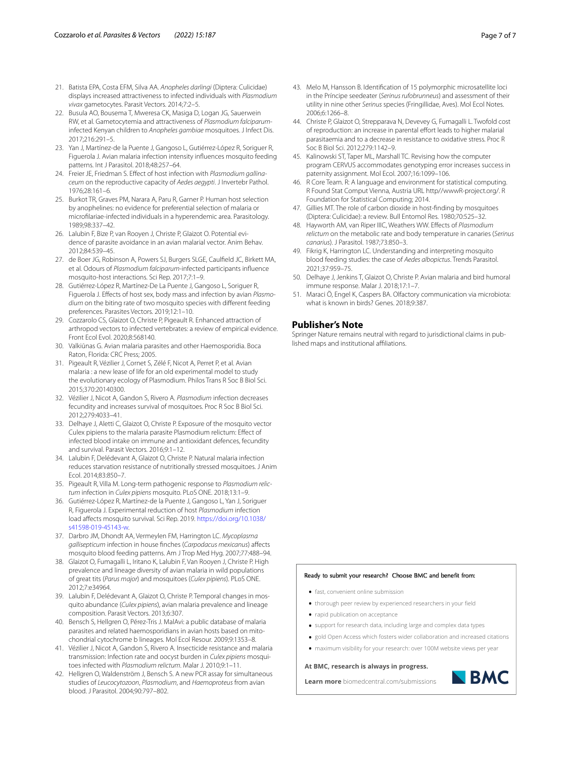21. Batista EPA, Costa EFM, Silva AA. *Anopheles darlingi* (Diptera: Culicidae) displays increased attractiveness to infected individuals with *Plasmodium vivax* gametocytes. Parasit Vectors. 2014;7:2–5.
22. Busula AO, Bousema T, Mweresa CK, Masiga D, Logan JG, Sauerwein RW, et al. Gametocytemia and attractiveness of *Plasmodium falciparum*-infected Kenyan children to *Anopheles gambiae* mosquitoes. J Infect Dis. 2017;216:291–5.
23. Yan J, Martínez-de la Puente J, Gangoso L, Gutiérrez-López R, Soriguer R, Figuerola J. Avian malaria infection intensity influences mosquito feeding patterns. Int J Parasitol. 2018;48:257–64.
24. Freier JE, Friedman S. Effect of host infection with *Plasmodium gallinaceum* on the reproductive capacity of *Aedes aegypti*. J Invertebr Pathol. 1976;28:161–6.
25. Burkot TR, Graves PM, Narara A, Paru R, Garner P. Human host selection by anophelines: no evidence for preferential selection of malaria or microfilariae-infected individuals in a hyperendemic area. Parasitology. 1989;98:337–42.
26. Lalubin F, Bize P, van Rooyen J, Christe P, Glaizot O. Potential evidence of parasite avoidance in an avian malarial vector. Anim Behav. 2012;84:539–45.
27. de Boer JG, Robinson A, Powers SJ, Burgers SLGE, Caulfield JC, Birkett MA, et al. Odours of *Plasmodium falciparum*-infected participants influence mosquito-host interactions. Sci Rep. 2017;7:1–9.
28. Gutiérrez-López R, Martínez-De La Puente J, Gangoso L, Soriguer R, Figuerola J. Effects of host sex, body mass and infection by avian *Plasmodium* on the biting rate of two mosquito species with different feeding preferences. Parasites Vectors. 2019;12:1–10.
29. Cozzarolo CS, Glaizot O, Christe P, Pigeault R. Enhanced attraction of arthropod vectors to infected vertebrates: a review of empirical evidence. Front Ecol Evol. 2020;8:568140.
30. Valkiūnas G. Avian malaria parasites and other Haemosporidia. Boca Raton, Florida: CRC Press; 2005.
31. Pigeault R, Vézilier J, Cornet S, Zélé F, Nicot A, Perret P, et al. Avian malaria : a new lease of life for an old experimental model to study the evolutionary ecology of Plasmodium. Philos Trans R Soc B Biol Sci. 2015;370:20140300.
32. Vézilier J, Nicot A, Gandon S, Rivero A. *Plasmodium* infection decreases fecundity and increases survival of mosquitoes. Proc R Soc B Biol Sci. 2012;279:4033–41.
33. Delhaye J, Aletti C, Glaizot O, Christe P. Exposure of the mosquito vector Culex pipiens to the malaria parasite Plasmodium relictum: Effect of infected blood intake on immune and antioxidant defences, fecundity and survival. Parasit Vectors. 2016;9:1–12.
34. Lalubin F, Delédevant A, Glaizot O, Christe P. Natural malaria infection reduces starvation resistance of nutritionally stressed mosquitoes. J Anim Ecol. 2014;83:850–7.
35. Pigeault R, Villa M. Long-term pathogenic response to *Plasmodium relictum* infection in *Culex pipiens* mosquito. PLoS ONE. 2018;13:1–9.
36. Gutiérrez-López R, Martínez-de la Puente J, Gangoso L, Yan J, Soriguer R, Figuerola J. Experimental reduction of host *Plasmodium* infection load affects mosquito survival. Sci Rep. 2019. https://doi.org/10.1038/s41598-019-45143-w.
37. Darbro JM, Dhondt AA, Vermeylen FM, Harrington LC. *Mycoplasma gallisepticum* infection in house finches (*Carpodacus mexicanus*) affects mosquito blood feeding patterns. Am J Trop Med Hyg. 2007;77:488–94.
38. Glaizot O, Fumagalli L, Iritano K, Lalubin F, Van Rooyen J, Christe P. High prevalence and lineage diversity of avian malaria in wild populations of great tits (*Parus major*) and mosquitoes (*Culex pipiens*). PLoS ONE. 2012;7:e34964.
39. Lalubin F, Delédevant A, Glaizot O, Christe P. Temporal changes in mosquito abundance (*Culex pipiens*), avian malaria prevalence and lineage composition. Parasit Vectors. 2013;6:307.
40. Bensch S, Hellgren O, Pérez-Tris J. MalAvi: a public database of malaria parasites and related haemosporidians in avian hosts based on mitochondrial cytochrome b lineages. Mol Ecol Resour. 2009;9:1353–8.
41. Vézilier J, Nicot A, Gandon S, Rivero A. Insecticide resistance and malaria transmission: Infection rate and oocyst burden in *Culex pipiens* mosquitoes infected with *Plasmodium relictum*. Malar J. 2010;9:1–11.
42. Hellgren O, Waldenström J, Bensch S. A new PCR assay for simultaneous studies of *Leucocytozoon*, *Plasmodium*, and *Haemoproteus* from avian blood. J Parasitol. 2004;90:797–802.
43. Melo M, Hansson B. Identification of 15 polymorphic microsatellite loci in the Príncipe seedeater (*Serinus rufobrunneus*) and assessment of their utility in nine other *Serinus* species (Fringillidae, Aves). Mol Ecol Notes. 2006;6:1266–8.
44. Christe P, Glaizot O, Strepparava N, Devevey G, Fumagalli L. Twofold cost of reproduction: an increase in parental effort leads to higher malarial parasitaemia and to a decrease in resistance to oxidative stress. Proc R Soc B Biol Sci. 2012;279:1142–9.
45. Kalinowski ST, Taper ML, Marshall TC. Revising how the computer program CERVUS accommodates genotyping error increases success in paternity assignment. Mol Ecol. 2007;16:1099–106.
46. R Core Team. R: A language and environment for statistical computing. R Found Stat Comput Vienna, Austria URL http//wwwR-project.org/. R Foundation for Statistical Computing; 2014.
47. Gillies MT. The role of carbon dioxide in host-finding by mosquitoes (Diptera: Culicidae): a review. Bull Entomol Res. 1980;70:525–32.
48. Hayworth AM, van Riper IIIC, Weathers WW. Effects of *Plasmodium relictum* on the metabolic rate and body temperature in canaries (*Serinus canarius*). J Parasitol. 1987;73:850–3.
49. Fikrig K, Harrington LC. Understanding and interpreting mosquito blood feeding studies: the case of *Aedes albopictus*. Trends Parasitol. 2021;37:959–75.
50. Delhaye J, Jenkins T, Glaizot O, Christe P. Avian malaria and bird humoral immune response. Malar J. 2018;17:1–7.
51. Maraci Ö, Engel K, Caspers BA. Olfactory communication via microbiota: what is known in birds? Genes. 2018;9:387.

## Publisher's Note

Springer Nature remains neutral with regard to jurisdictional claims in published maps and institutional affiliations.

Ready to submit your research? Choose BMC and benefit from:

- fast, convenient online submission
- thorough peer review by experienced researchers in your field
- rapid publication on acceptance
- support for research data, including large and complex data types
- gold Open Access which fosters wider collaboration and increased citations
- maximum visibility for your research: over 100M website views per year

**At BMC, research is always in progress.**

**Learn more** biomedcentral.com/submissions